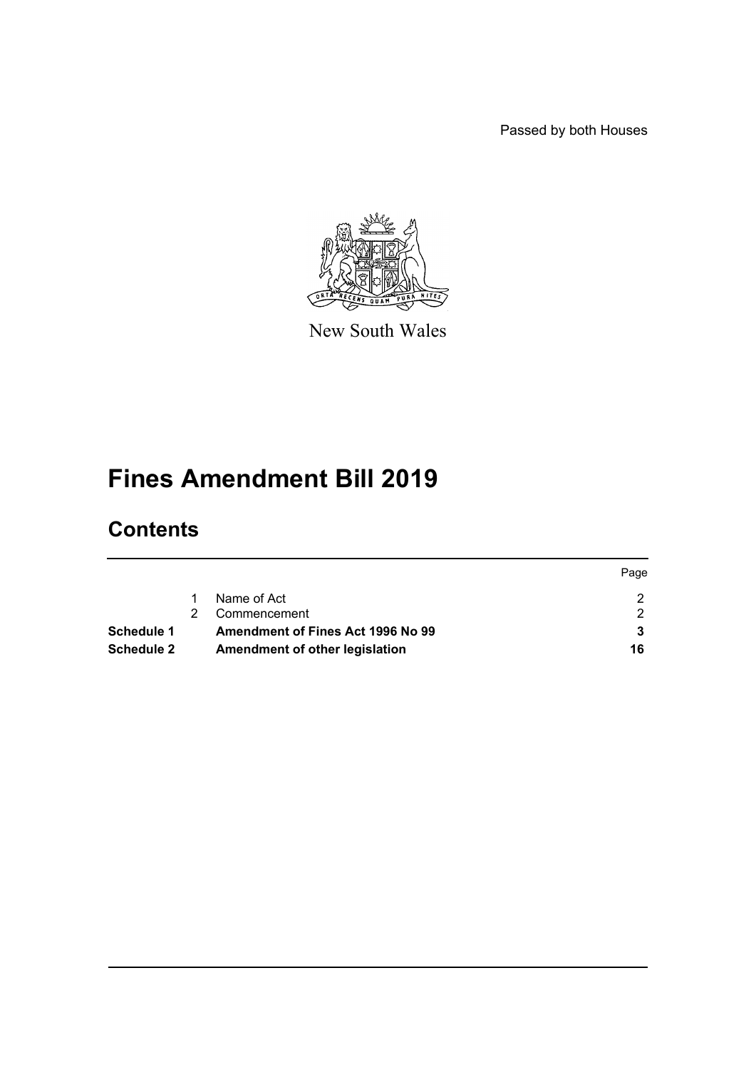Passed by both Houses

New South Wales

# Fines Amendment Bill 2019

## Contents

| | | | Page |
|---|---|---|---|
| | 1 | Name of Act | 2 |
| | 2 | Commencement | 2 |
| **Schedule 1** | | **Amendment of Fines Act 1996 No 99** | **3** |
| **Schedule 2** | | **Amendment of other legislation** | **16** |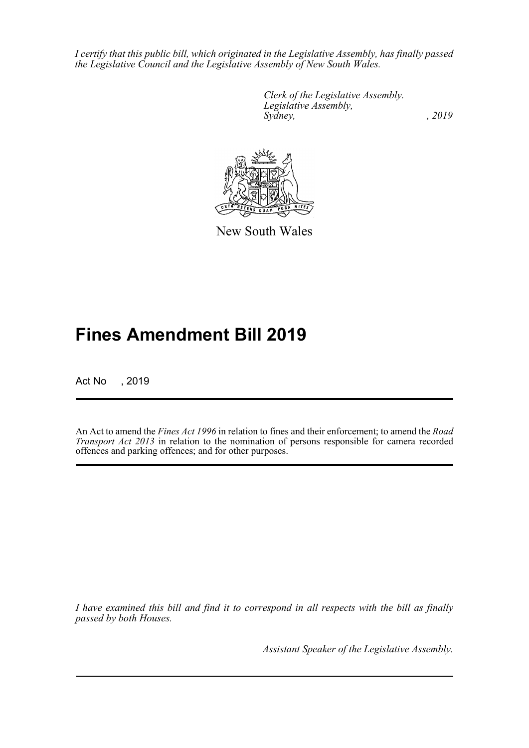*I certify that this public bill, which originated in the Legislative Assembly, has finally passed the Legislative Council and the Legislative Assembly of New South Wales.*

*Clerk of the Legislative Assembly.*
*Legislative Assembly,*
*Sydney, , 2019*

New South Wales

# Fines Amendment Bill 2019

Act No , 2019

An Act to amend the *Fines Act 1996* in relation to fines and their enforcement; to amend the *Road Transport Act 2013* in relation to the nomination of persons responsible for camera recorded offences and parking offences; and for other purposes.

*I have examined this bill and find it to correspond in all respects with the bill as finally passed by both Houses.*

*Assistant Speaker of the Legislative Assembly.*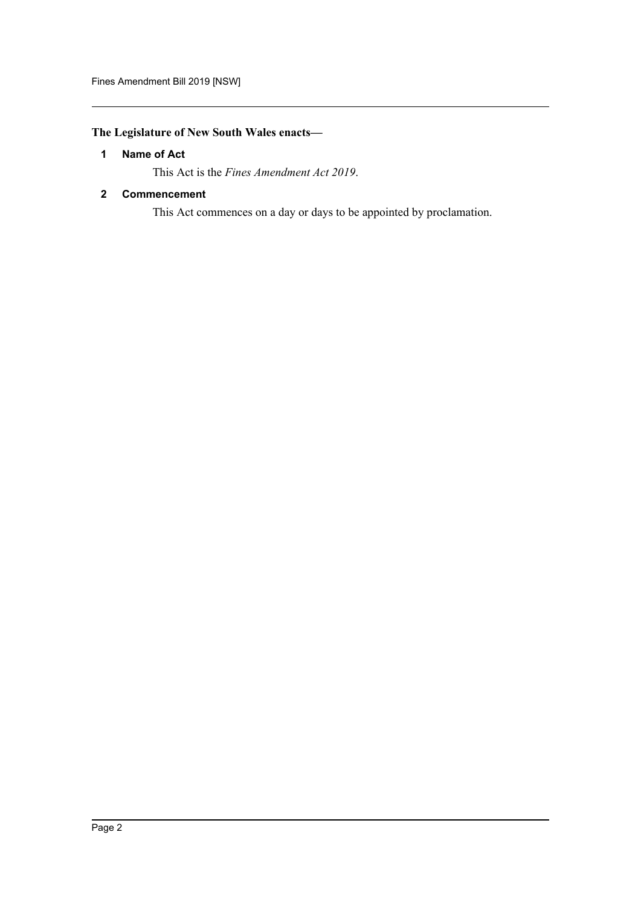**The Legislature of New South Wales enacts—**

## 1 Name of Act

This Act is the *Fines Amendment Act 2019*.

## 2 Commencement

This Act commences on a day or days to be appointed by proclamation.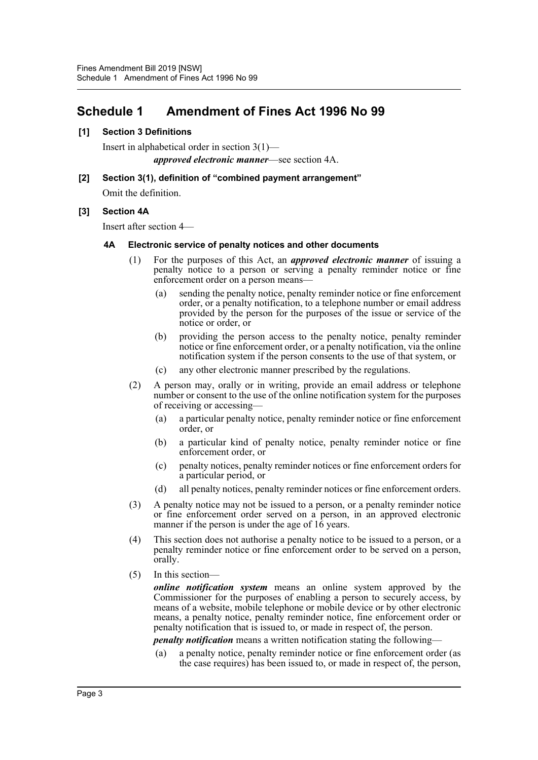# Schedule 1 Amendment of Fines Act 1996 No 99

**[1] Section 3 Definitions**

Insert in alphabetical order in section 3(1)—

***approved electronic manner***—see section 4A.

**[2] Section 3(1), definition of "combined payment arrangement"**

Omit the definition.

**[3] Section 4A**

Insert after section 4—

**4A Electronic service of penalty notices and other documents**

(1) For the purposes of this Act, an ***approved electronic manner*** of issuing a penalty notice to a person or serving a penalty reminder notice or fine enforcement order on a person means—

(a) sending the penalty notice, penalty reminder notice or fine enforcement order, or a penalty notification, to a telephone number or email address provided by the person for the purposes of the issue or service of the notice or order, or

(b) providing the person access to the penalty notice, penalty reminder notice or fine enforcement order, or a penalty notification, via the online notification system if the person consents to the use of that system, or

(c) any other electronic manner prescribed by the regulations.

(2) A person may, orally or in writing, provide an email address or telephone number or consent to the use of the online notification system for the purposes of receiving or accessing—

(a) a particular penalty notice, penalty reminder notice or fine enforcement order, or

(b) a particular kind of penalty notice, penalty reminder notice or fine enforcement order, or

(c) penalty notices, penalty reminder notices or fine enforcement orders for a particular period, or

(d) all penalty notices, penalty reminder notices or fine enforcement orders.

(3) A penalty notice may not be issued to a person, or a penalty reminder notice or fine enforcement order served on a person, in an approved electronic manner if the person is under the age of 16 years.

(4) This section does not authorise a penalty notice to be issued to a person, or a penalty reminder notice or fine enforcement order to be served on a person, orally.

(5) In this section—

***online notification system*** means an online system approved by the Commissioner for the purposes of enabling a person to securely access, by means of a website, mobile telephone or mobile device or by other electronic means, a penalty notice, penalty reminder notice, fine enforcement order or penalty notification that is issued to, or made in respect of, the person.

***penalty notification*** means a written notification stating the following—

(a) a penalty notice, penalty reminder notice or fine enforcement order (as the case requires) has been issued to, or made in respect of, the person,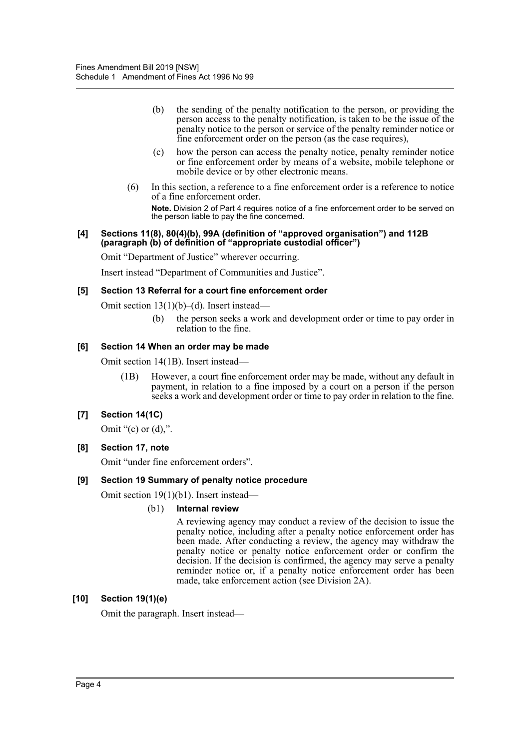(b) the sending of the penalty notification to the person, or providing the person access to the penalty notification, is taken to be the issue of the penalty notice to the person or service of the penalty reminder notice or fine enforcement order on the person (as the case requires),

(c) how the person can access the penalty notice, penalty reminder notice or fine enforcement order by means of a website, mobile telephone or mobile device or by other electronic means.

(6) In this section, a reference to a fine enforcement order is a reference to notice of a fine enforcement order.

**Note.** Division 2 of Part 4 requires notice of a fine enforcement order to be served on the person liable to pay the fine concerned.

#### [4] Sections 11(8), 80(4)(b), 99A (definition of "approved organisation") and 112B (paragraph (b) of definition of "appropriate custodial officer")

Omit "Department of Justice" wherever occurring.

Insert instead "Department of Communities and Justice".

#### [5] Section 13 Referral for a court fine enforcement order

Omit section 13(1)(b)–(d). Insert instead—

(b) the person seeks a work and development order or time to pay order in relation to the fine.

#### [6] Section 14 When an order may be made

Omit section 14(1B). Insert instead—

(1B) However, a court fine enforcement order may be made, without any default in payment, in relation to a fine imposed by a court on a person if the person seeks a work and development order or time to pay order in relation to the fine.

#### [7] Section 14(1C)

Omit "(c) or (d),".

#### [8] Section 17, note

Omit "under fine enforcement orders".

#### [9] Section 19 Summary of penalty notice procedure

Omit section 19(1)(b1). Insert instead—

(b1) **Internal review**

A reviewing agency may conduct a review of the decision to issue the penalty notice, including after a penalty notice enforcement order has been made. After conducting a review, the agency may withdraw the penalty notice or penalty notice enforcement order or confirm the decision. If the decision is confirmed, the agency may serve a penalty reminder notice or, if a penalty notice enforcement order has been made, take enforcement action (see Division 2A).

#### [10] Section 19(1)(e)

Omit the paragraph. Insert instead—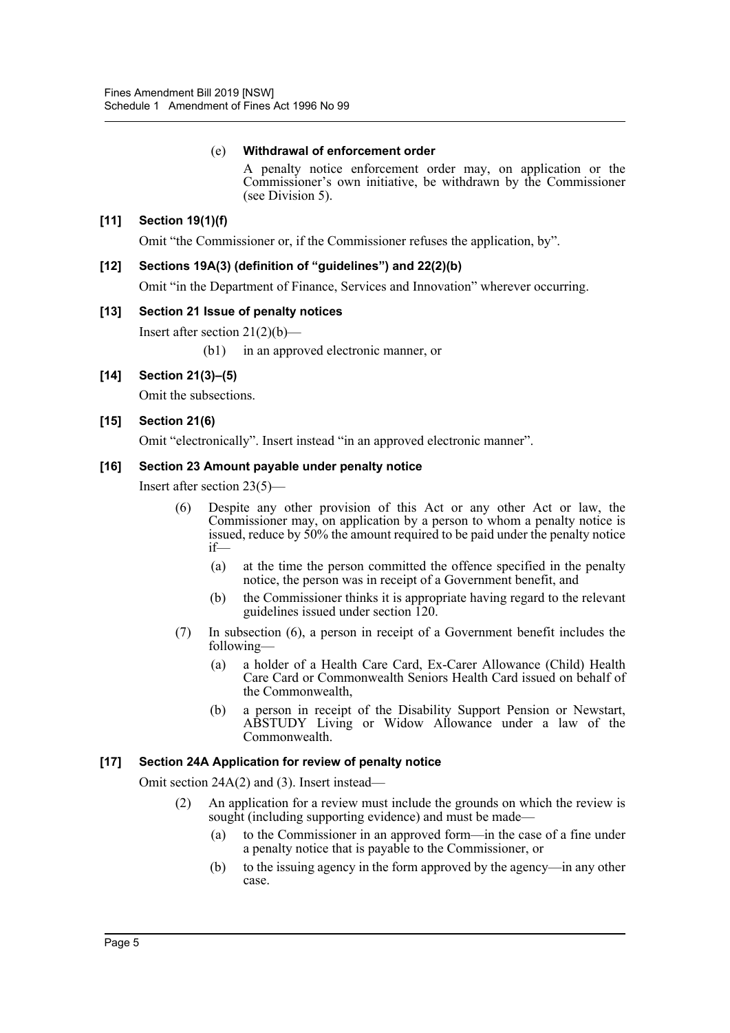(e) **Withdrawal of enforcement order**

A penalty notice enforcement order may, on application or the Commissioner's own initiative, be withdrawn by the Commissioner (see Division 5).

### [11] Section 19(1)(f)

Omit "the Commissioner or, if the Commissioner refuses the application, by".

### [12] Sections 19A(3) (definition of "guidelines") and 22(2)(b)

Omit "in the Department of Finance, Services and Innovation" wherever occurring.

### [13] Section 21 Issue of penalty notices

Insert after section 21(2)(b)—

(b1) in an approved electronic manner, or

### [14] Section 21(3)–(5)

Omit the subsections.

### [15] Section 21(6)

Omit "electronically". Insert instead "in an approved electronic manner".

### [16] Section 23 Amount payable under penalty notice

Insert after section 23(5)—

(6) Despite any other provision of this Act or any other Act or law, the Commissioner may, on application by a person to whom a penalty notice is issued, reduce by 50% the amount required to be paid under the penalty notice if—

(a) at the time the person committed the offence specified in the penalty notice, the person was in receipt of a Government benefit, and

(b) the Commissioner thinks it is appropriate having regard to the relevant guidelines issued under section 120.

(7) In subsection (6), a person in receipt of a Government benefit includes the following—

(a) a holder of a Health Care Card, Ex-Carer Allowance (Child) Health Care Card or Commonwealth Seniors Health Card issued on behalf of the Commonwealth,

(b) a person in receipt of the Disability Support Pension or Newstart, ABSTUDY Living or Widow Allowance under a law of the Commonwealth.

### [17] Section 24A Application for review of penalty notice

Omit section 24A(2) and (3). Insert instead—

(2) An application for a review must include the grounds on which the review is sought (including supporting evidence) and must be made—

(a) to the Commissioner in an approved form—in the case of a fine under a penalty notice that is payable to the Commissioner, or

(b) to the issuing agency in the form approved by the agency—in any other case.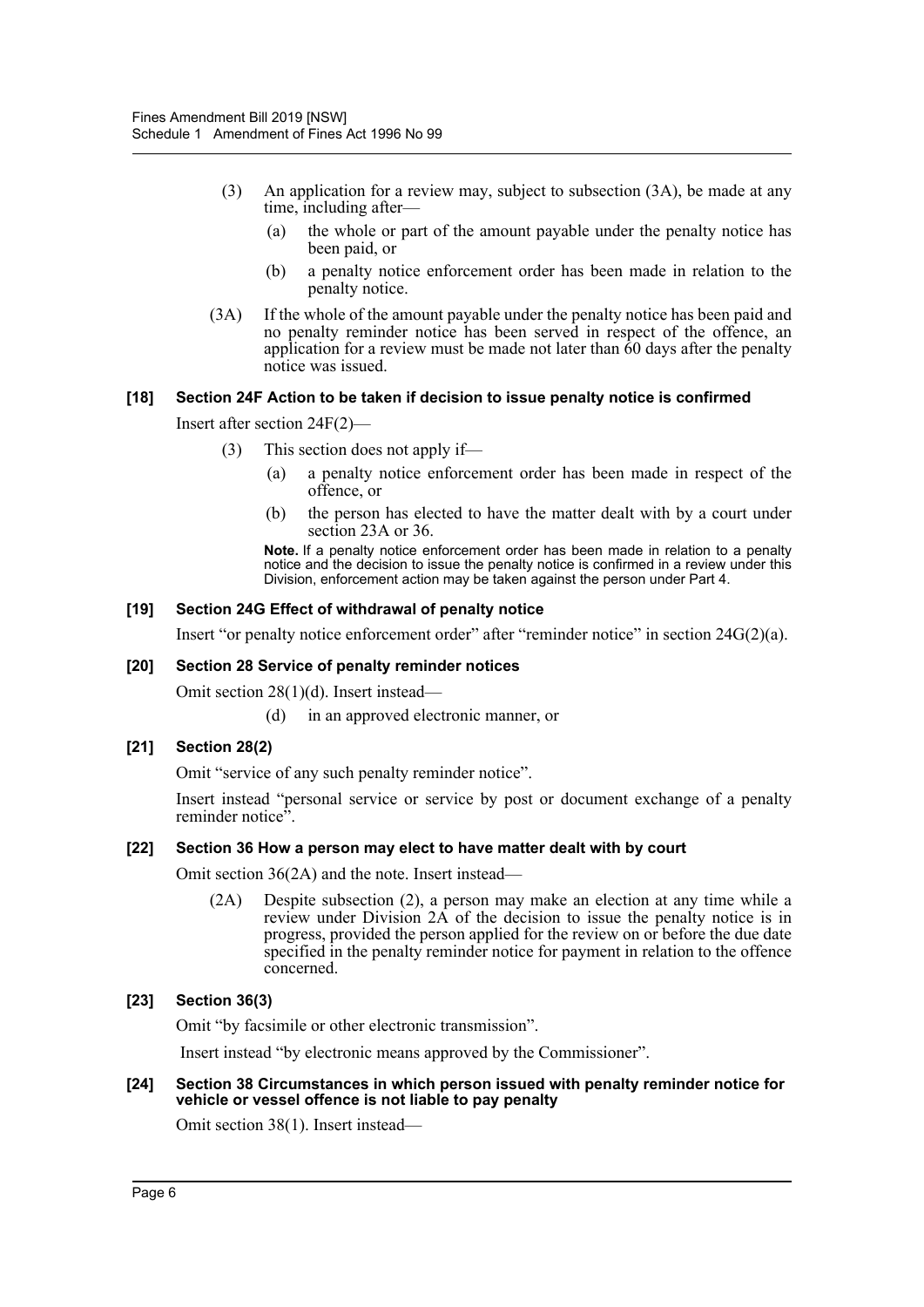(3) An application for a review may, subject to subsection (3A), be made at any time, including after—

(a) the whole or part of the amount payable under the penalty notice has been paid, or

(b) a penalty notice enforcement order has been made in relation to the penalty notice.

(3A) If the whole of the amount payable under the penalty notice has been paid and no penalty reminder notice has been served in respect of the offence, an application for a review must be made not later than 60 days after the penalty notice was issued.

### [18] Section 24F Action to be taken if decision to issue penalty notice is confirmed

Insert after section 24F(2)—

(3) This section does not apply if—

(a) a penalty notice enforcement order has been made in respect of the offence, or

(b) the person has elected to have the matter dealt with by a court under section 23A or 36.

**Note.** If a penalty notice enforcement order has been made in relation to a penalty notice and the decision to issue the penalty notice is confirmed in a review under this Division, enforcement action may be taken against the person under Part 4.

### [19] Section 24G Effect of withdrawal of penalty notice

Insert "or penalty notice enforcement order" after "reminder notice" in section 24G(2)(a).

### [20] Section 28 Service of penalty reminder notices

Omit section 28(1)(d). Insert instead—

(d) in an approved electronic manner, or

### [21] Section 28(2)

Omit "service of any such penalty reminder notice".

Insert instead "personal service or service by post or document exchange of a penalty reminder notice".

### [22] Section 36 How a person may elect to have matter dealt with by court

Omit section 36(2A) and the note. Insert instead—

(2A) Despite subsection (2), a person may make an election at any time while a review under Division 2A of the decision to issue the penalty notice is in progress, provided the person applied for the review on or before the due date specified in the penalty reminder notice for payment in relation to the offence concerned.

### [23] Section 36(3)

Omit "by facsimile or other electronic transmission".

Insert instead "by electronic means approved by the Commissioner".

### [24] Section 38 Circumstances in which person issued with penalty reminder notice for vehicle or vessel offence is not liable to pay penalty

Omit section 38(1). Insert instead—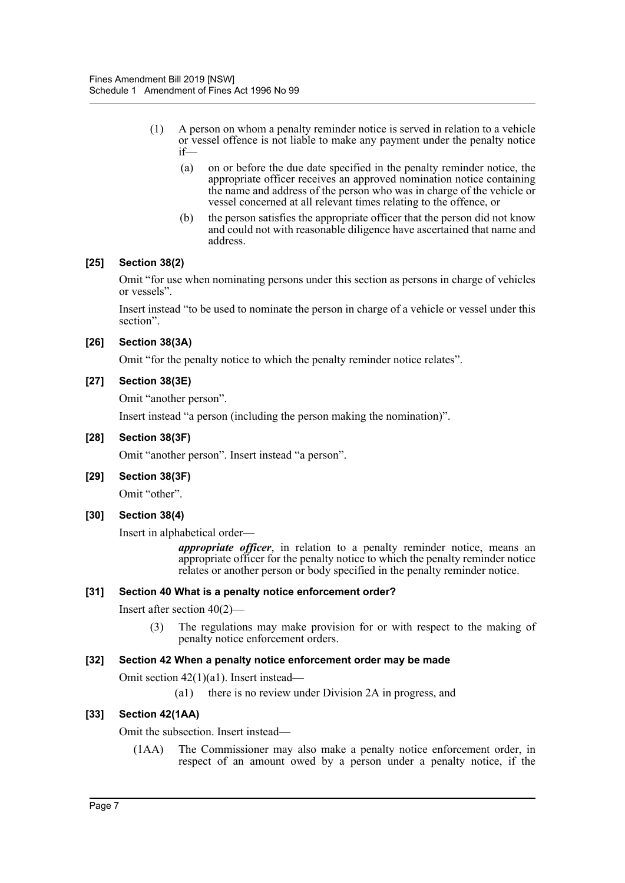(1) A person on whom a penalty reminder notice is served in relation to a vehicle or vessel offence is not liable to make any payment under the penalty notice if—

(a) on or before the due date specified in the penalty reminder notice, the appropriate officer receives an approved nomination notice containing the name and address of the person who was in charge of the vehicle or vessel concerned at all relevant times relating to the offence, or

(b) the person satisfies the appropriate officer that the person did not know and could not with reasonable diligence have ascertained that name and address.

### [25] Section 38(2)

Omit "for use when nominating persons under this section as persons in charge of vehicles or vessels".

Insert instead "to be used to nominate the person in charge of a vehicle or vessel under this section".

### [26] Section 38(3A)

Omit "for the penalty notice to which the penalty reminder notice relates".

### [27] Section 38(3E)

Omit "another person".

Insert instead "a person (including the person making the nomination)".

### [28] Section 38(3F)

Omit "another person". Insert instead "a person".

### [29] Section 38(3F)

Omit "other".

### [30] Section 38(4)

Insert in alphabetical order—

***appropriate officer***, in relation to a penalty reminder notice, means an appropriate officer for the penalty notice to which the penalty reminder notice relates or another person or body specified in the penalty reminder notice.

### [31] Section 40 What is a penalty notice enforcement order?

Insert after section 40(2)—

(3) The regulations may make provision for or with respect to the making of penalty notice enforcement orders.

### [32] Section 42 When a penalty notice enforcement order may be made

Omit section 42(1)(a1). Insert instead—

(a1) there is no review under Division 2A in progress, and

### [33] Section 42(1AA)

Omit the subsection. Insert instead—

(1AA) The Commissioner may also make a penalty notice enforcement order, in respect of an amount owed by a person under a penalty notice, if the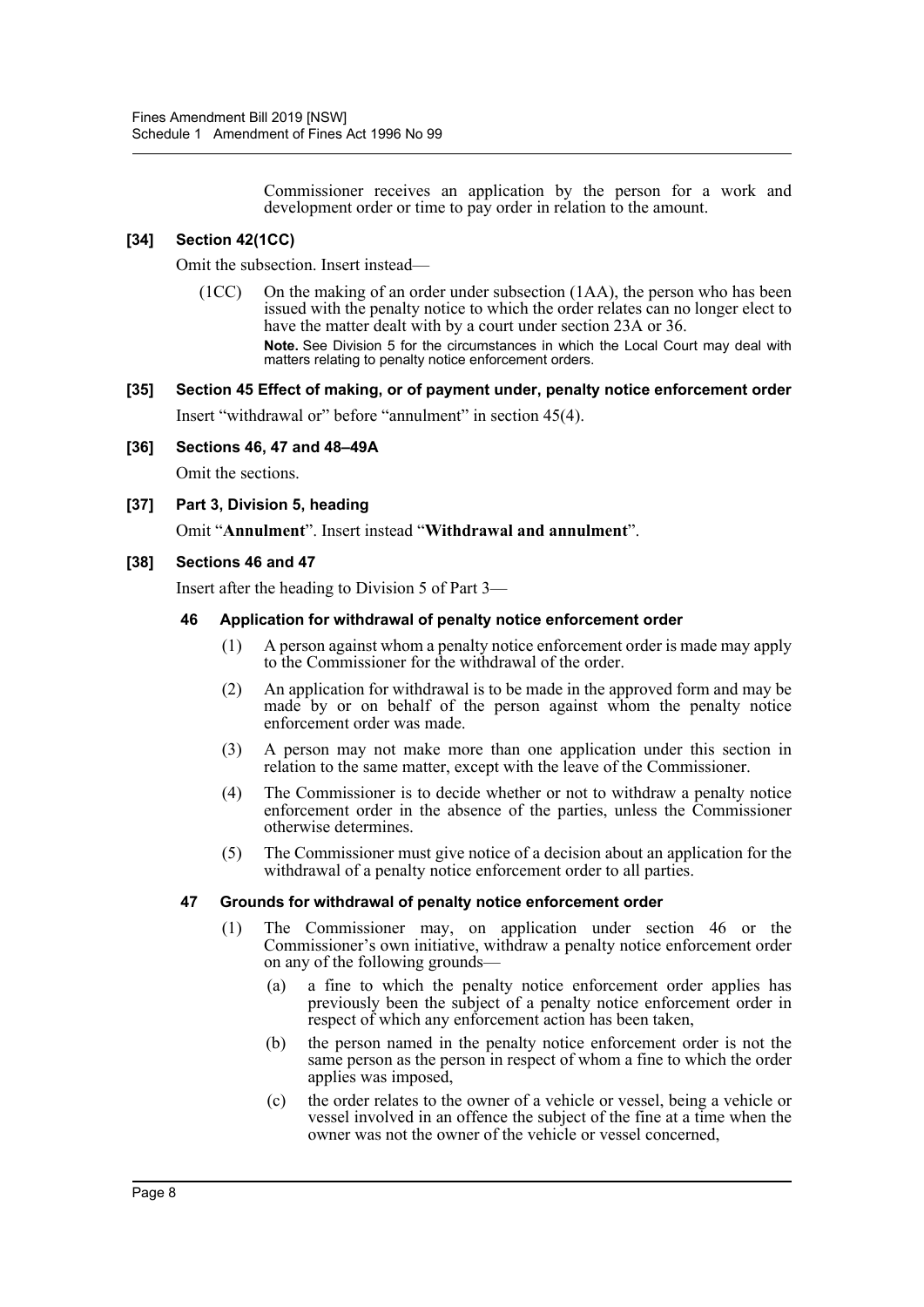Commissioner receives an application by the person for a work and development order or time to pay order in relation to the amount.

### [34] Section 42(1CC)

Omit the subsection. Insert instead—

(1CC) On the making of an order under subsection (1AA), the person who has been issued with the penalty notice to which the order relates can no longer elect to have the matter dealt with by a court under section 23A or 36.

**Note.** See Division 5 for the circumstances in which the Local Court may deal with matters relating to penalty notice enforcement orders.

### [35] Section 45 Effect of making, or of payment under, penalty notice enforcement order

Insert "withdrawal or" before "annulment" in section 45(4).

### [36] Sections 46, 47 and 48–49A

Omit the sections.

### [37] Part 3, Division 5, heading

Omit "**Annulment**". Insert instead "**Withdrawal and annulment**".

### [38] Sections 46 and 47

Insert after the heading to Division 5 of Part 3—

#### 46 Application for withdrawal of penalty notice enforcement order

(1) A person against whom a penalty notice enforcement order is made may apply to the Commissioner for the withdrawal of the order.

(2) An application for withdrawal is to be made in the approved form and may be made by or on behalf of the person against whom the penalty notice enforcement order was made.

(3) A person may not make more than one application under this section in relation to the same matter, except with the leave of the Commissioner.

(4) The Commissioner is to decide whether or not to withdraw a penalty notice enforcement order in the absence of the parties, unless the Commissioner otherwise determines.

(5) The Commissioner must give notice of a decision about an application for the withdrawal of a penalty notice enforcement order to all parties.

#### 47 Grounds for withdrawal of penalty notice enforcement order

(1) The Commissioner may, on application under section 46 or the Commissioner's own initiative, withdraw a penalty notice enforcement order on any of the following grounds—

(a) a fine to which the penalty notice enforcement order applies has previously been the subject of a penalty notice enforcement order in respect of which any enforcement action has been taken,

(b) the person named in the penalty notice enforcement order is not the same person as the person in respect of whom a fine to which the order applies was imposed,

(c) the order relates to the owner of a vehicle or vessel, being a vehicle or vessel involved in an offence the subject of the fine at a time when the owner was not the owner of the vehicle or vessel concerned,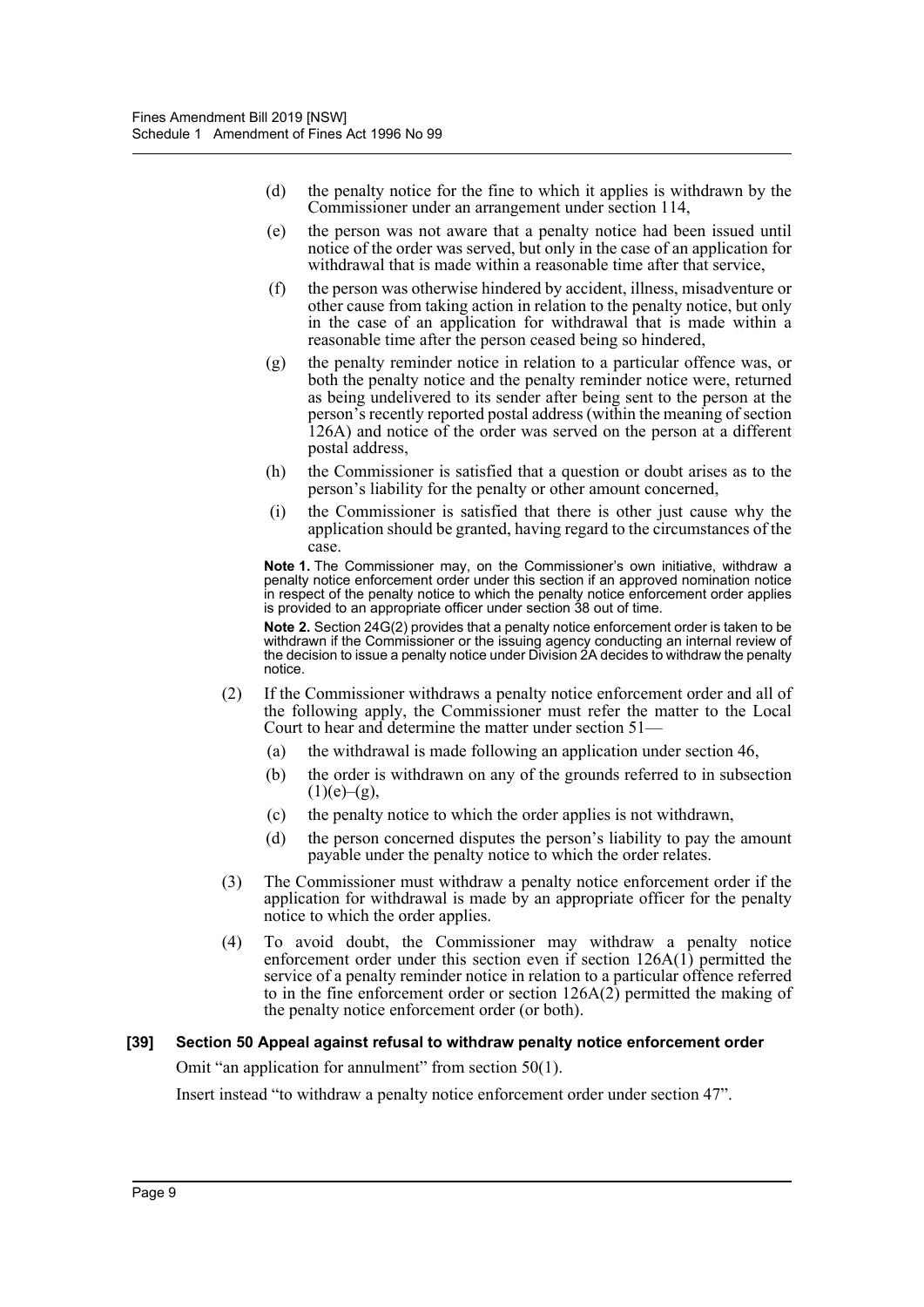(d) the penalty notice for the fine to which it applies is withdrawn by the Commissioner under an arrangement under section 114,

(e) the person was not aware that a penalty notice had been issued until notice of the order was served, but only in the case of an application for withdrawal that is made within a reasonable time after that service,

(f) the person was otherwise hindered by accident, illness, misadventure or other cause from taking action in relation to the penalty notice, but only in the case of an application for withdrawal that is made within a reasonable time after the person ceased being so hindered,

(g) the penalty reminder notice in relation to a particular offence was, or both the penalty notice and the penalty reminder notice were, returned as being undelivered to its sender after being sent to the person at the person's recently reported postal address (within the meaning of section 126A) and notice of the order was served on the person at a different postal address,

(h) the Commissioner is satisfied that a question or doubt arises as to the person's liability for the penalty or other amount concerned,

(i) the Commissioner is satisfied that there is other just cause why the application should be granted, having regard to the circumstances of the case.

**Note 1.** The Commissioner may, on the Commissioner's own initiative, withdraw a penalty notice enforcement order under this section if an approved nomination notice in respect of the penalty notice to which the penalty notice enforcement order applies is provided to an appropriate officer under section 38 out of time.

**Note 2.** Section 24G(2) provides that a penalty notice enforcement order is taken to be withdrawn if the Commissioner or the issuing agency conducting an internal review of the decision to issue a penalty notice under Division 2A decides to withdraw the penalty notice.

(2) If the Commissioner withdraws a penalty notice enforcement order and all of the following apply, the Commissioner must refer the matter to the Local Court to hear and determine the matter under section 51—

(a) the withdrawal is made following an application under section 46,

(b) the order is withdrawn on any of the grounds referred to in subsection (1)(e)–(g),

(c) the penalty notice to which the order applies is not withdrawn,

(d) the person concerned disputes the person's liability to pay the amount payable under the penalty notice to which the order relates.

(3) The Commissioner must withdraw a penalty notice enforcement order if the application for withdrawal is made by an appropriate officer for the penalty notice to which the order applies.

(4) To avoid doubt, the Commissioner may withdraw a penalty notice enforcement order under this section even if section 126A(1) permitted the service of a penalty reminder notice in relation to a particular offence referred to in the fine enforcement order or section 126A(2) permitted the making of the penalty notice enforcement order (or both).

### [39] Section 50 Appeal against refusal to withdraw penalty notice enforcement order

Omit "an application for annulment" from section 50(1).

Insert instead "to withdraw a penalty notice enforcement order under section 47".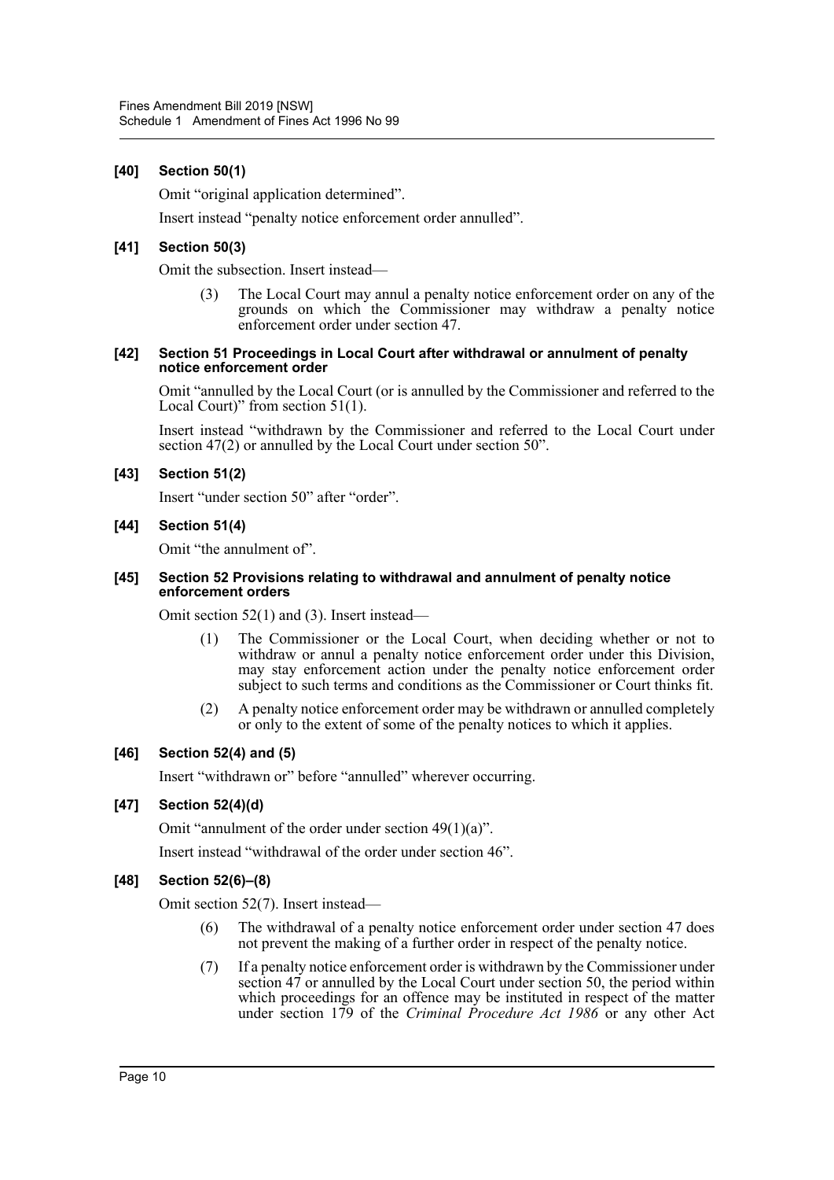#### [40] Section 50(1)

Omit "original application determined".

Insert instead "penalty notice enforcement order annulled".

#### [41] Section 50(3)

Omit the subsection. Insert instead—

> (3) The Local Court may annul a penalty notice enforcement order on any of the grounds on which the Commissioner may withdraw a penalty notice enforcement order under section 47.

#### [42] Section 51 Proceedings in Local Court after withdrawal or annulment of penalty notice enforcement order

Omit "annulled by the Local Court (or is annulled by the Commissioner and referred to the Local Court)" from section 51(1).

Insert instead "withdrawn by the Commissioner and referred to the Local Court under section 47(2) or annulled by the Local Court under section 50".

#### [43] Section 51(2)

Insert "under section 50" after "order".

#### [44] Section 51(4)

Omit "the annulment of".

#### [45] Section 52 Provisions relating to withdrawal and annulment of penalty notice enforcement orders

Omit section 52(1) and (3). Insert instead—

> (1) The Commissioner or the Local Court, when deciding whether or not to withdraw or annul a penalty notice enforcement order under this Division, may stay enforcement action under the penalty notice enforcement order subject to such terms and conditions as the Commissioner or Court thinks fit.
>
> (2) A penalty notice enforcement order may be withdrawn or annulled completely or only to the extent of some of the penalty notices to which it applies.

#### [46] Section 52(4) and (5)

Insert "withdrawn or" before "annulled" wherever occurring.

#### [47] Section 52(4)(d)

Omit "annulment of the order under section 49(1)(a)".

Insert instead "withdrawal of the order under section 46".

#### [48] Section 52(6)–(8)

Omit section 52(7). Insert instead—

> (6) The withdrawal of a penalty notice enforcement order under section 47 does not prevent the making of a further order in respect of the penalty notice.
>
> (7) If a penalty notice enforcement order is withdrawn by the Commissioner under section 47 or annulled by the Local Court under section 50, the period within which proceedings for an offence may be instituted in respect of the matter under section 179 of the *Criminal Procedure Act 1986* or any other Act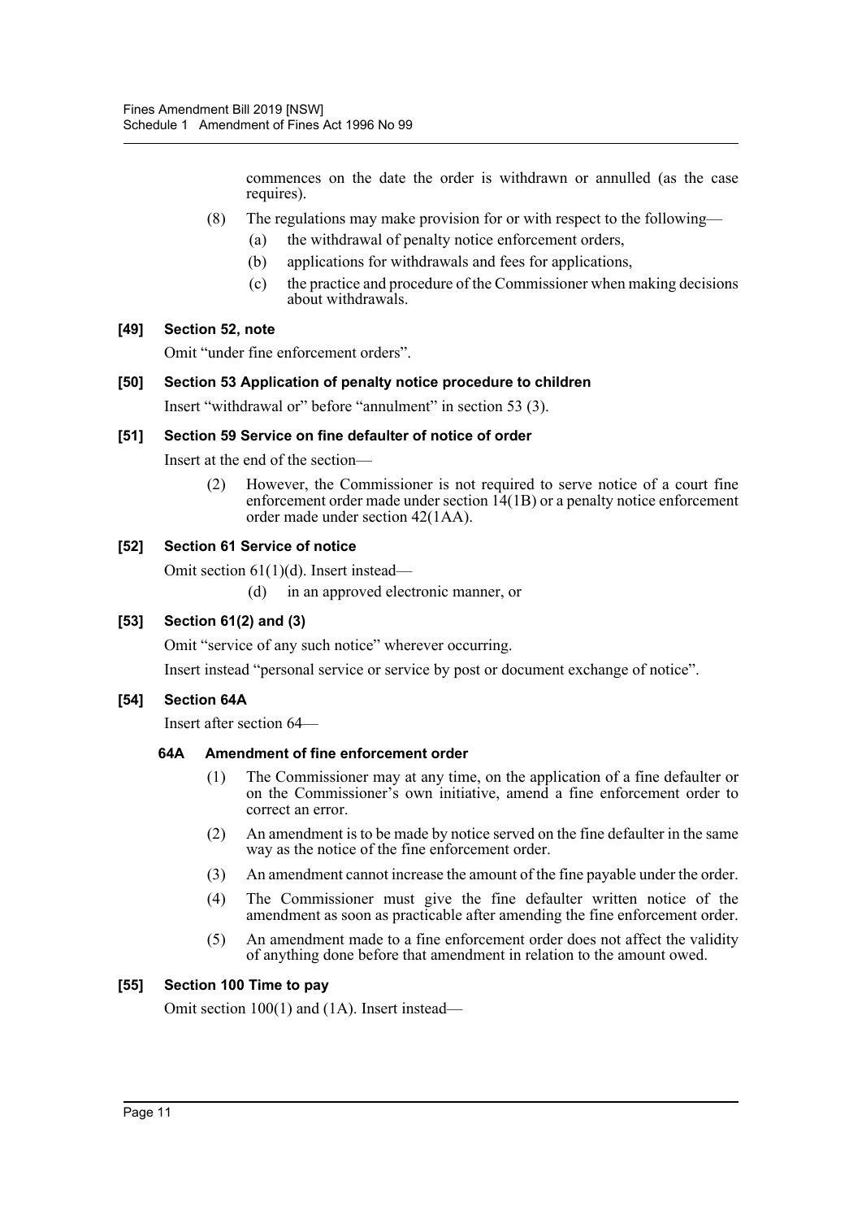commences on the date the order is withdrawn or annulled (as the case requires).

(8) The regulations may make provision for or with respect to the following—

(a) the withdrawal of penalty notice enforcement orders,

(b) applications for withdrawals and fees for applications,

(c) the practice and procedure of the Commissioner when making decisions about withdrawals.

### [49] Section 52, note

Omit "under fine enforcement orders".

### [50] Section 53 Application of penalty notice procedure to children

Insert "withdrawal or" before "annulment" in section 53 (3).

### [51] Section 59 Service on fine defaulter of notice of order

Insert at the end of the section—

(2) However, the Commissioner is not required to serve notice of a court fine enforcement order made under section 14(1B) or a penalty notice enforcement order made under section 42(1AA).

### [52] Section 61 Service of notice

Omit section 61(1)(d). Insert instead—

(d) in an approved electronic manner, or

### [53] Section 61(2) and (3)

Omit "service of any such notice" wherever occurring.

Insert instead "personal service or service by post or document exchange of notice".

### [54] Section 64A

Insert after section 64—

#### 64A Amendment of fine enforcement order

(1) The Commissioner may at any time, on the application of a fine defaulter or on the Commissioner's own initiative, amend a fine enforcement order to correct an error.

(2) An amendment is to be made by notice served on the fine defaulter in the same way as the notice of the fine enforcement order.

(3) An amendment cannot increase the amount of the fine payable under the order.

(4) The Commissioner must give the fine defaulter written notice of the amendment as soon as practicable after amending the fine enforcement order.

(5) An amendment made to a fine enforcement order does not affect the validity of anything done before that amendment in relation to the amount owed.

### [55] Section 100 Time to pay

Omit section 100(1) and (1A). Insert instead—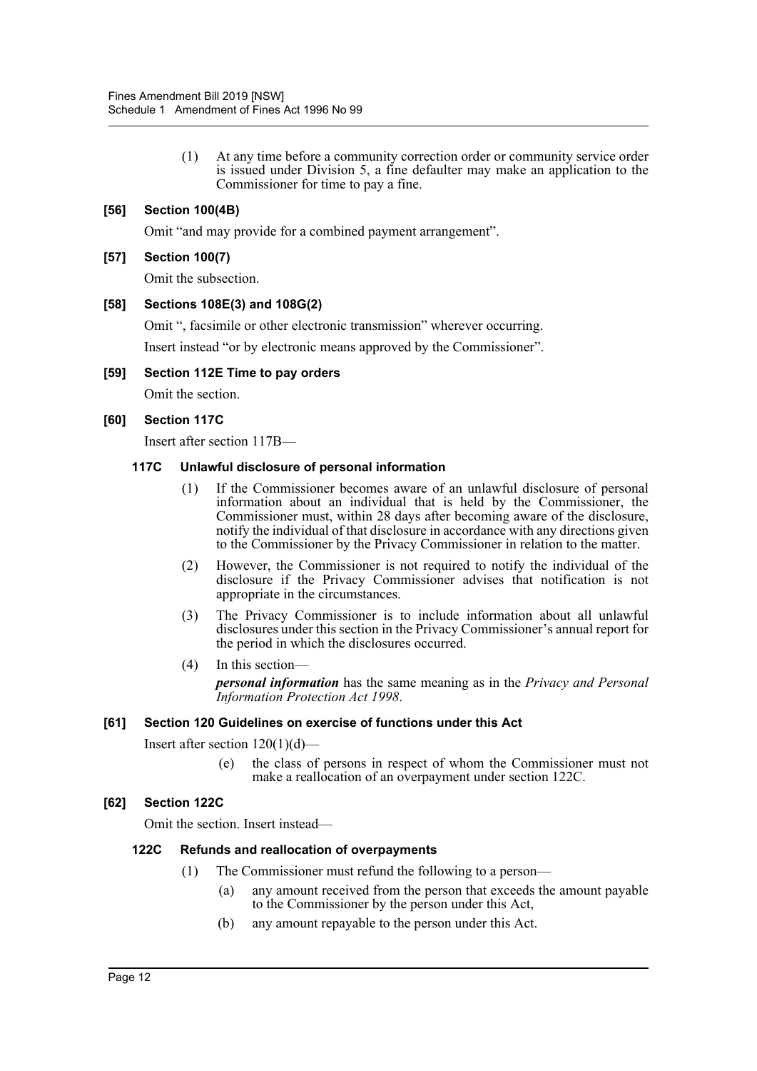(1) At any time before a community correction order or community service order is issued under Division 5, a fine defaulter may make an application to the Commissioner for time to pay a fine.

### [56] Section 100(4B)

Omit "and may provide for a combined payment arrangement".

### [57] Section 100(7)

Omit the subsection.

### [58] Sections 108E(3) and 108G(2)

Omit ", facsimile or other electronic transmission" wherever occurring.

Insert instead "or by electronic means approved by the Commissioner".

### [59] Section 112E Time to pay orders

Omit the section.

### [60] Section 117C

Insert after section 117B—

#### 117C Unlawful disclosure of personal information

(1) If the Commissioner becomes aware of an unlawful disclosure of personal information about an individual that is held by the Commissioner, the Commissioner must, within 28 days after becoming aware of the disclosure, notify the individual of that disclosure in accordance with any directions given to the Commissioner by the Privacy Commissioner in relation to the matter.

(2) However, the Commissioner is not required to notify the individual of the disclosure if the Privacy Commissioner advises that notification is not appropriate in the circumstances.

(3) The Privacy Commissioner is to include information about all unlawful disclosures under this section in the Privacy Commissioner's annual report for the period in which the disclosures occurred.

(4) In this section—

***personal information*** has the same meaning as in the *Privacy and Personal Information Protection Act 1998*.

### [61] Section 120 Guidelines on exercise of functions under this Act

Insert after section 120(1)(d)—

(e) the class of persons in respect of whom the Commissioner must not make a reallocation of an overpayment under section 122C.

### [62] Section 122C

Omit the section. Insert instead—

#### 122C Refunds and reallocation of overpayments

(1) The Commissioner must refund the following to a person—

(a) any amount received from the person that exceeds the amount payable to the Commissioner by the person under this Act,

(b) any amount repayable to the person under this Act.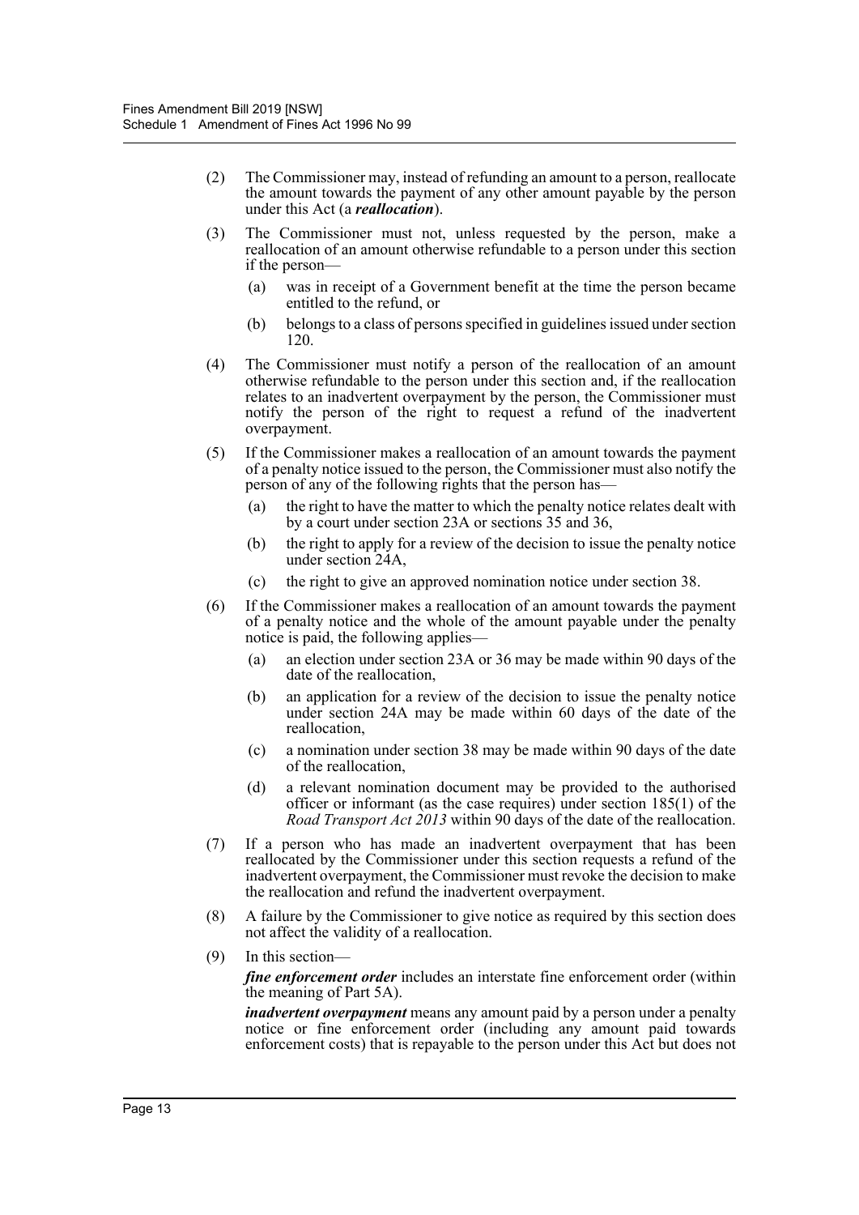(2) The Commissioner may, instead of refunding an amount to a person, reallocate the amount towards the payment of any other amount payable by the person under this Act (a ***reallocation***).

(3) The Commissioner must not, unless requested by the person, make a reallocation of an amount otherwise refundable to a person under this section if the person—

(a) was in receipt of a Government benefit at the time the person became entitled to the refund, or

(b) belongs to a class of persons specified in guidelines issued under section 120.

(4) The Commissioner must notify a person of the reallocation of an amount otherwise refundable to the person under this section and, if the reallocation relates to an inadvertent overpayment by the person, the Commissioner must notify the person of the right to request a refund of the inadvertent overpayment.

(5) If the Commissioner makes a reallocation of an amount towards the payment of a penalty notice issued to the person, the Commissioner must also notify the person of any of the following rights that the person has—

(a) the right to have the matter to which the penalty notice relates dealt with by a court under section 23A or sections 35 and 36,

(b) the right to apply for a review of the decision to issue the penalty notice under section 24A,

(c) the right to give an approved nomination notice under section 38.

(6) If the Commissioner makes a reallocation of an amount towards the payment of a penalty notice and the whole of the amount payable under the penalty notice is paid, the following applies—

(a) an election under section 23A or 36 may be made within 90 days of the date of the reallocation,

(b) an application for a review of the decision to issue the penalty notice under section 24A may be made within 60 days of the date of the reallocation,

(c) a nomination under section 38 may be made within 90 days of the date of the reallocation,

(d) a relevant nomination document may be provided to the authorised officer or informant (as the case requires) under section 185(1) of the *Road Transport Act 2013* within 90 days of the date of the reallocation.

(7) If a person who has made an inadvertent overpayment that has been reallocated by the Commissioner under this section requests a refund of the inadvertent overpayment, the Commissioner must revoke the decision to make the reallocation and refund the inadvertent overpayment.

(8) A failure by the Commissioner to give notice as required by this section does not affect the validity of a reallocation.

(9) In this section—

***fine enforcement order*** includes an interstate fine enforcement order (within the meaning of Part 5A).

***inadvertent overpayment*** means any amount paid by a person under a penalty notice or fine enforcement order (including any amount paid towards enforcement costs) that is repayable to the person under this Act but does not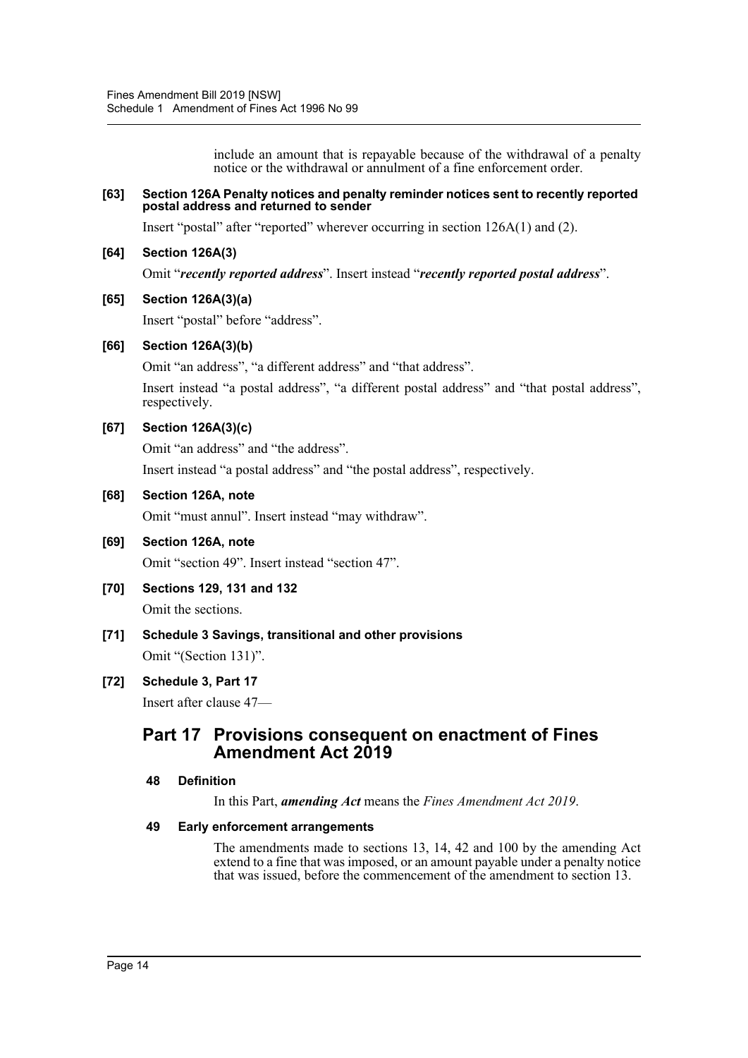include an amount that is repayable because of the withdrawal of a penalty notice or the withdrawal or annulment of a fine enforcement order.

**[63] Section 126A Penalty notices and penalty reminder notices sent to recently reported postal address and returned to sender**

Insert "postal" after "reported" wherever occurring in section 126A(1) and (2).

**[64] Section 126A(3)**

Omit "***recently reported address***". Insert instead "***recently reported postal address***".

**[65] Section 126A(3)(a)**

Insert "postal" before "address".

**[66] Section 126A(3)(b)**

Omit "an address", "a different address" and "that address".

Insert instead "a postal address", "a different postal address" and "that postal address", respectively.

**[67] Section 126A(3)(c)**

Omit "an address" and "the address".

Insert instead "a postal address" and "the postal address", respectively.

**[68] Section 126A, note**

Omit "must annul". Insert instead "may withdraw".

**[69] Section 126A, note**

Omit "section 49". Insert instead "section 47".

**[70] Sections 129, 131 and 132**

Omit the sections.

**[71] Schedule 3 Savings, transitional and other provisions**

Omit "(Section 131)".

**[72] Schedule 3, Part 17**

Insert after clause 47—

## Part 17 Provisions consequent on enactment of Fines Amendment Act 2019

**48 Definition**

In this Part, ***amending Act*** means the *Fines Amendment Act 2019*.

**49 Early enforcement arrangements**

The amendments made to sections 13, 14, 42 and 100 by the amending Act extend to a fine that was imposed, or an amount payable under a penalty notice that was issued, before the commencement of the amendment to section 13.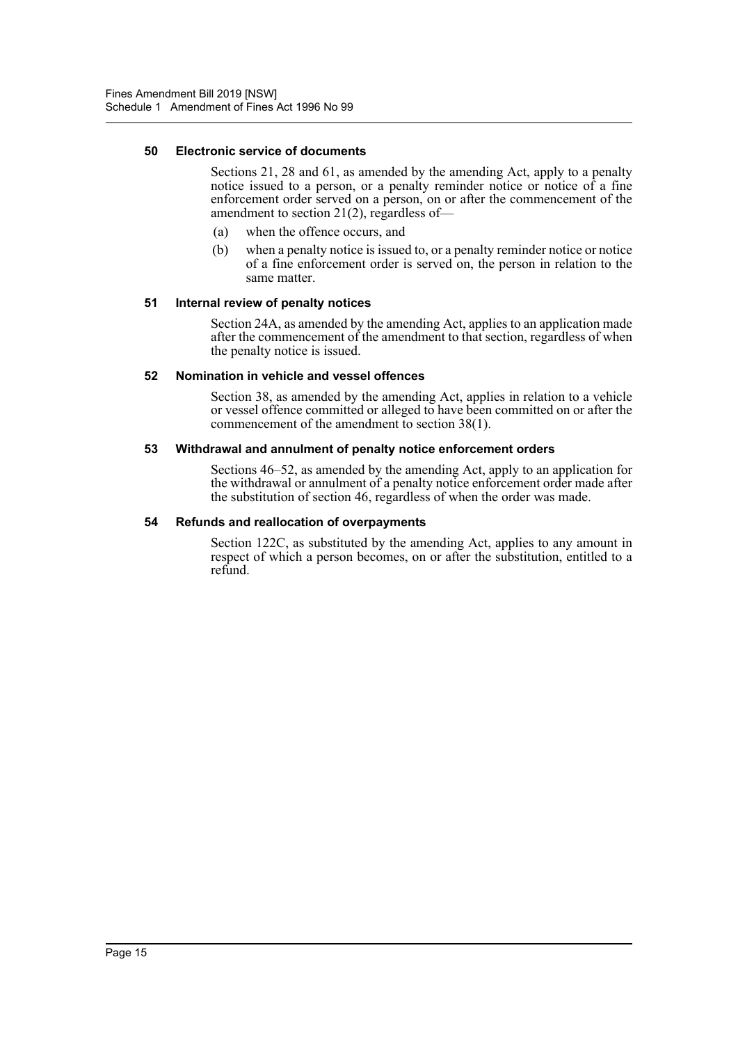#### 50 Electronic service of documents

Sections 21, 28 and 61, as amended by the amending Act, apply to a penalty notice issued to a person, or a penalty reminder notice or notice of a fine enforcement order served on a person, on or after the commencement of the amendment to section 21(2), regardless of—

(a) when the offence occurs, and

(b) when a penalty notice is issued to, or a penalty reminder notice or notice of a fine enforcement order is served on, the person in relation to the same matter.

#### 51 Internal review of penalty notices

Section 24A, as amended by the amending Act, applies to an application made after the commencement of the amendment to that section, regardless of when the penalty notice is issued.

#### 52 Nomination in vehicle and vessel offences

Section 38, as amended by the amending Act, applies in relation to a vehicle or vessel offence committed or alleged to have been committed on or after the commencement of the amendment to section 38(1).

#### 53 Withdrawal and annulment of penalty notice enforcement orders

Sections 46–52, as amended by the amending Act, apply to an application for the withdrawal or annulment of a penalty notice enforcement order made after the substitution of section 46, regardless of when the order was made.

#### 54 Refunds and reallocation of overpayments

Section 122C, as substituted by the amending Act, applies to any amount in respect of which a person becomes, on or after the substitution, entitled to a refund.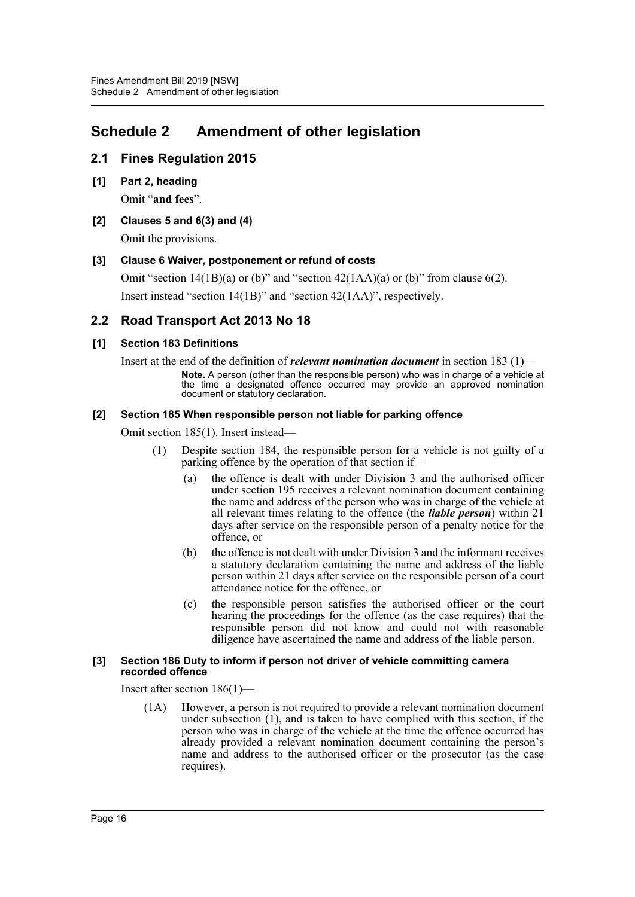# Schedule 2 Amendment of other legislation

## 2.1 Fines Regulation 2015

### [1] Part 2, heading

Omit "**and fees**".

### [2] Clauses 5 and 6(3) and (4)

Omit the provisions.

### [3] Clause 6 Waiver, postponement or refund of costs

Omit "section 14(1B)(a) or (b)" and "section 42(1AA)(a) or (b)" from clause 6(2).

Insert instead "section 14(1B)" and "section 42(1AA)", respectively.

## 2.2 Road Transport Act 2013 No 18

### [1] Section 183 Definitions

Insert at the end of the definition of ***relevant nomination document*** in section 183 (1)—

> **Note.** A person (other than the responsible person) who was in charge of a vehicle at the time a designated offence occurred may provide an approved nomination document or statutory declaration.

### [2] Section 185 When responsible person not liable for parking offence

Omit section 185(1). Insert instead—

(1) Despite section 184, the responsible person for a vehicle is not guilty of a parking offence by the operation of that section if—

(a) the offence is dealt with under Division 3 and the authorised officer under section 195 receives a relevant nomination document containing the name and address of the person who was in charge of the vehicle at all relevant times relating to the offence (the ***liable person***) within 21 days after service on the responsible person of a penalty notice for the offence, or

(b) the offence is not dealt with under Division 3 and the informant receives a statutory declaration containing the name and address of the liable person within 21 days after service on the responsible person of a court attendance notice for the offence, or

(c) the responsible person satisfies the authorised officer or the court hearing the proceedings for the offence (as the case requires) that the responsible person did not know and could not with reasonable diligence have ascertained the name and address of the liable person.

### [3] Section 186 Duty to inform if person not driver of vehicle committing camera recorded offence

Insert after section 186(1)—

(1A) However, a person is not required to provide a relevant nomination document under subsection (1), and is taken to have complied with this section, if the person who was in charge of the vehicle at the time the offence occurred has already provided a relevant nomination document containing the person's name and address to the authorised officer or the prosecutor (as the case requires).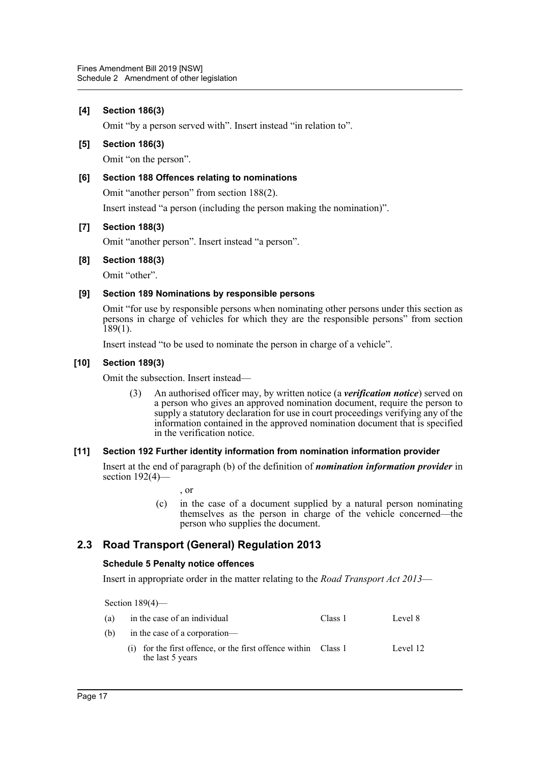**[4] Section 186(3)**

Omit "by a person served with". Insert instead "in relation to".

**[5] Section 186(3)**

Omit "on the person".

**[6] Section 188 Offences relating to nominations**

Omit "another person" from section 188(2).

Insert instead "a person (including the person making the nomination)".

**[7] Section 188(3)**

Omit "another person". Insert instead "a person".

**[8] Section 188(3)**

Omit "other".

**[9] Section 189 Nominations by responsible persons**

Omit "for use by responsible persons when nominating other persons under this section as persons in charge of vehicles for which they are the responsible persons" from section 189(1).

Insert instead "to be used to nominate the person in charge of a vehicle".

**[10] Section 189(3)**

Omit the subsection. Insert instead—

> (3) An authorised officer may, by written notice (a ***verification notice***) served on a person who gives an approved nomination document, require the person to supply a statutory declaration for use in court proceedings verifying any of the information contained in the approved nomination document that is specified in the verification notice.

**[11] Section 192 Further identity information from nomination information provider**

Insert at the end of paragraph (b) of the definition of ***nomination information provider*** in section 192(4)—

> , or
>
> (c) in the case of a document supplied by a natural person nominating themselves as the person in charge of the vehicle concerned—the person who supplies the document.

## 2.3 Road Transport (General) Regulation 2013

**Schedule 5 Penalty notice offences**

Insert in appropriate order in the matter relating to the *Road Transport Act 2013*—

Section 189(4)—

| | | | |
|---|---|---|---|
| (a) | in the case of an individual | Class 1 | Level 8 |
| (b) | in the case of a corporation— | | |
| | (i) for the first offence, or the first offence within the last 5 years | Class 1 | Level 12 |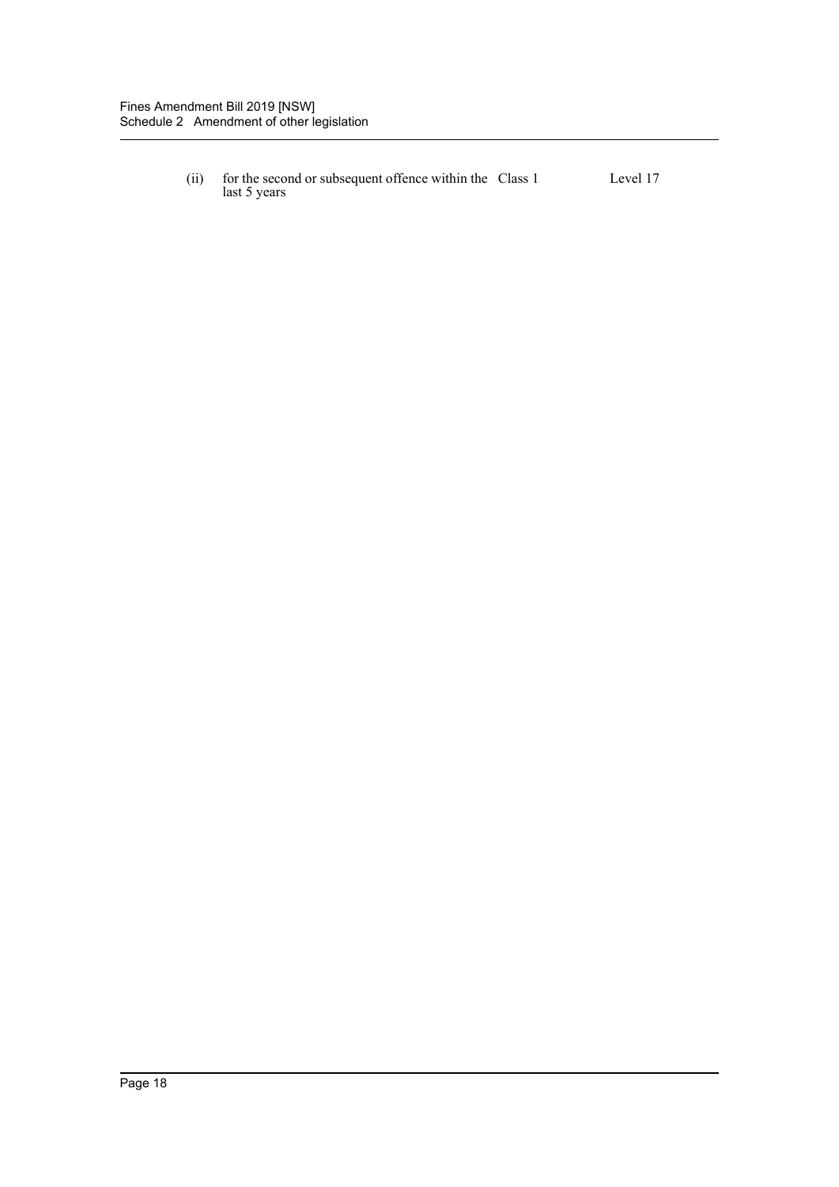| | | | |
|---|---|---|---|
| (ii) | for the second or subsequent offence within the last 5 years | Class 1 | Level 17 |